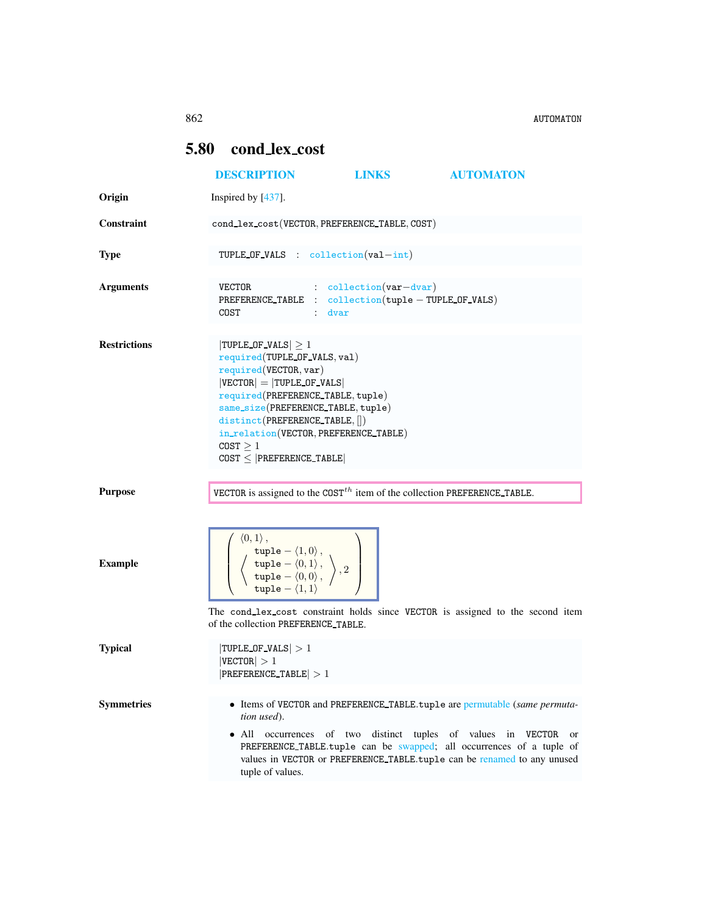## 5.80 cond_lex_cost

DESCRIPTION LINKS AUTOMATON

**Origin**

Inspired by [437].

**Constraint**

cond_lex_cost(VECTOR, PREFERENCE_TABLE, COST)

**Type**

TUPLE_OF_VALS : collection(val−int)

**Arguments**

VECTOR : collection(var−dvar)
PREFERENCE_TABLE : collection(tuple − TUPLE_OF_VALS)
COST : dvar

**Restrictions**

$|$TUPLE_OF_VALS$| \geq 1$
required(TUPLE_OF_VALS, val)
required(VECTOR, var)
$|$VECTOR$| = |$TUPLE_OF_VALS$|$
required(PREFERENCE_TABLE, tuple)
same_size(PREFERENCE_TABLE, tuple)
distinct(PREFERENCE_TABLE, [])
in_relation(VECTOR, PREFERENCE_TABLE)
COST $\geq 1$
COST $\leq |$PREFERENCE_TABLE$|$

**Purpose**

VECTOR is assigned to the COST$^{th}$ item of the collection PREFERENCE_TABLE.

**Example**

$$\left(\begin{array}{l}\langle 0,1\rangle, \\ \left\langle\begin{array}{l}\text{tuple} - \langle 1,0\rangle, \\ \text{tuple} - \langle 0,1\rangle, \\ \text{tuple} - \langle 0,0\rangle, \\ \text{tuple} - \langle 1,1\rangle\end{array}\right\rangle, 2\end{array}\right)$$

The cond_lex_cost constraint holds since VECTOR is assigned to the second item of the collection PREFERENCE_TABLE.

**Typical**

$|$TUPLE_OF_VALS$| > 1$
$|$VECTOR$| > 1$
$|$PREFERENCE_TABLE$| > 1$

**Symmetries**

- Items of VECTOR and PREFERENCE_TABLE.tuple are permutable (*same permutation used*).
- All occurrences of two distinct tuples of values in VECTOR or PREFERENCE_TABLE.tuple can be swapped; all occurrences of a tuple of values in VECTOR or PREFERENCE_TABLE.tuple can be renamed to any unused tuple of values.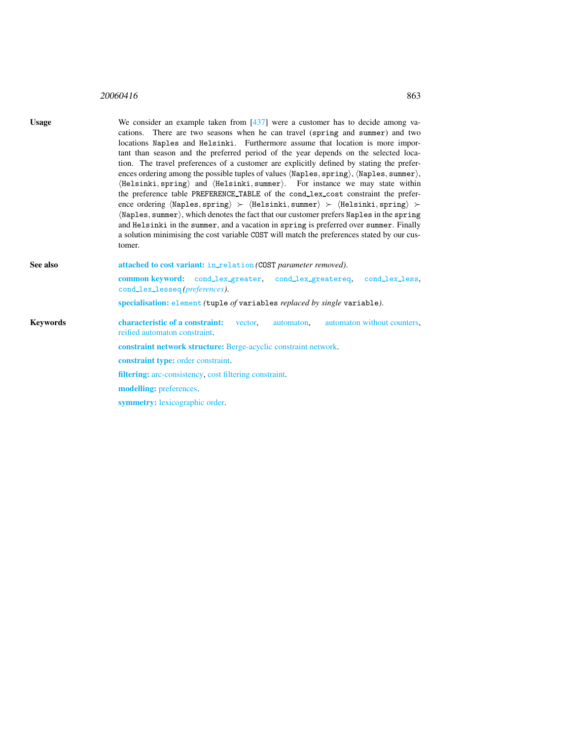**Usage** We consider an example taken from [437] were a customer has to decide among vacations. There are two seasons when he can travel (spring and summer) and two locations Naples and Helsinki. Furthermore assume that location is more important than season and the preferred period of the year depends on the selected location. The travel preferences of a customer are explicitly defined by stating the preferences ordering among the possible tuples of values $\langle$Naples, spring$\rangle$, $\langle$Naples, summer$\rangle$, $\langle$Helsinki, spring$\rangle$ and $\langle$Helsinki, summer$\rangle$. For instance we may state within the preference table PREFERENCE_TABLE of the cond_lex_cost constraint the preference ordering $\langle$Naples, spring$\rangle$ $\succ$ $\langle$Helsinki, summer$\rangle$ $\succ$ $\langle$Helsinki, spring$\rangle$ $\succ$ $\langle$Naples, summer$\rangle$, which denotes the fact that our customer prefers Naples in the spring and Helsinki in the summer, and a vacation in spring is preferred over summer. Finally a solution minimising the cost variable COST will match the preferences stated by our customer.

**See also**

**attached to cost variant:** in_relation *(*COST *parameter removed)*.

**common keyword:** cond_lex_greater, cond_lex_greatereq, cond_lex_less, cond_lex_lesseq *(preferences)*.

**specialisation:** element *(*tuple *of* variables *replaced by single* variable*)*.

**Keywords**

**characteristic of a constraint:** vector, automaton, automaton without counters, reified automaton constraint.

**constraint network structure:** Berge-acyclic constraint network.

**constraint type:** order constraint.

**filtering:** arc-consistency, cost filtering constraint.

**modelling:** preferences.

**symmetry:** lexicographic order.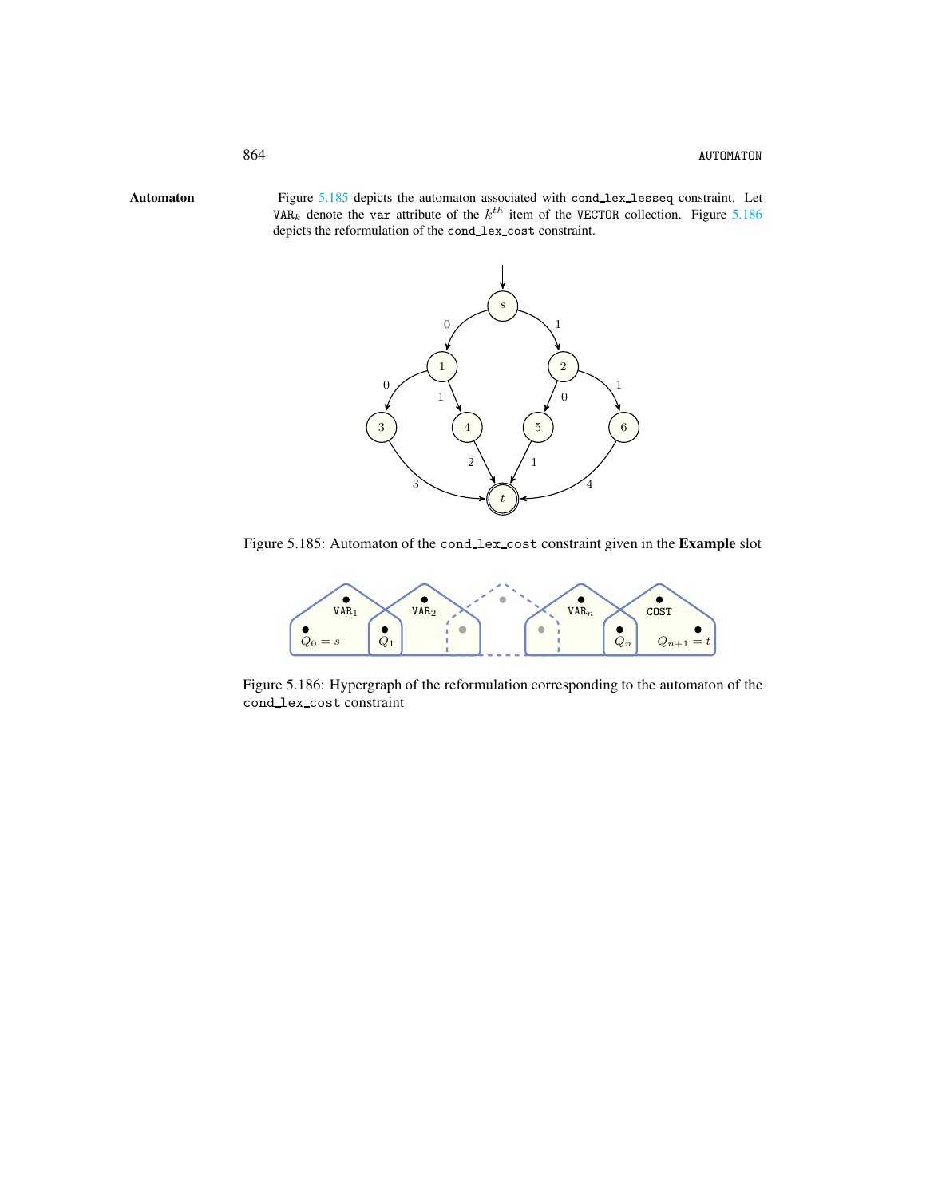**Automaton**

Figure 5.185 depicts the automaton associated with `cond_lex_lesseq` constraint. Let $\texttt{VAR}_k$ denote the `var` attribute of the $k^{th}$ item of the `VECTOR` collection. Figure 5.186 depicts the reformulation of the `cond_lex_cost` constraint.

Figure 5.185: Automaton of the `cond_lex_cost` constraint given in the **Example** slot

Figure 5.186: Hypergraph of the reformulation corresponding to the automaton of the `cond_lex_cost` constraint